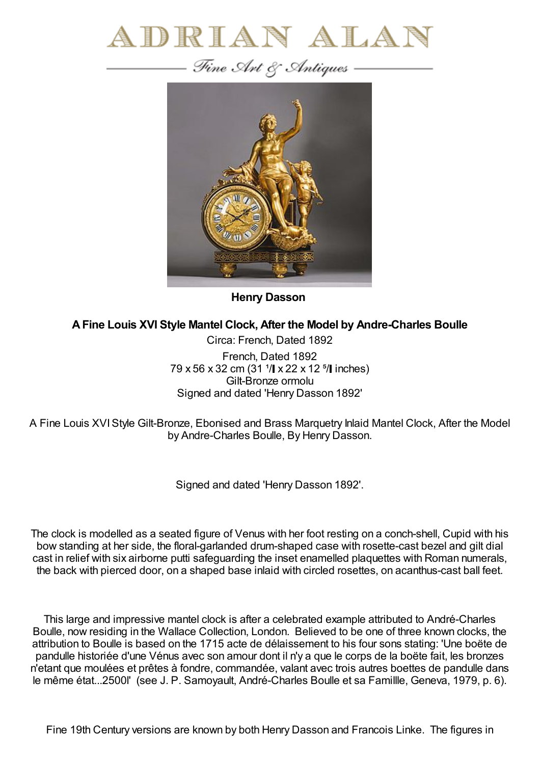# ADRIAN ALAN

*Fine Art & Antiques*

**Henry Dasson**

**A Fine Louis XVI Style Mantel Clock, After the Model by Andre-Charles Boulle**

Circa: French, Dated 1892

French, Dated 1892
79 x 56 x 32 cm (31 ¹/ x 22 x 12 ⁵/ inches)
Gilt-Bronze ormolu
Signed and dated 'Henry Dasson 1892'

A Fine Louis XVI Style Gilt-Bronze, Ebonised and Brass Marquetry Inlaid Mantel Clock, After the Model by Andre-Charles Boulle, By Henry Dasson.

Signed and dated 'Henry Dasson 1892'.

The clock is modelled as a seated figure of Venus with her foot resting on a conch-shell, Cupid with his bow standing at her side, the floral-garlanded drum-shaped case with rosette-cast bezel and gilt dial cast in relief with six airborne putti safeguarding the inset enamelled plaquettes with Roman numerals, the back with pierced door, on a shaped base inlaid with circled rosettes, on acanthus-cast ball feet.

This large and impressive mantel clock is after a celebrated example attributed to André-Charles Boulle, now residing in the Wallace Collection, London. Believed to be one of three known clocks, the attribution to Boulle is based on the 1715 acte de délaissement to his four sons stating: 'Une boëte de pandulle historiée d'une Vénus avec son amour dont il n'y a que le corps de la boëte fait, les bronzes n'etant que moulées et prêtes à fondre, commandée, valant avec trois autres boettes de pandulle dans le même état...2500l' (see J. P. Samoyault, André-Charles Boulle et sa Famillle, Geneva, 1979, p. 6).

Fine 19th Century versions are known by both Henry Dasson and Francois Linke. The figures in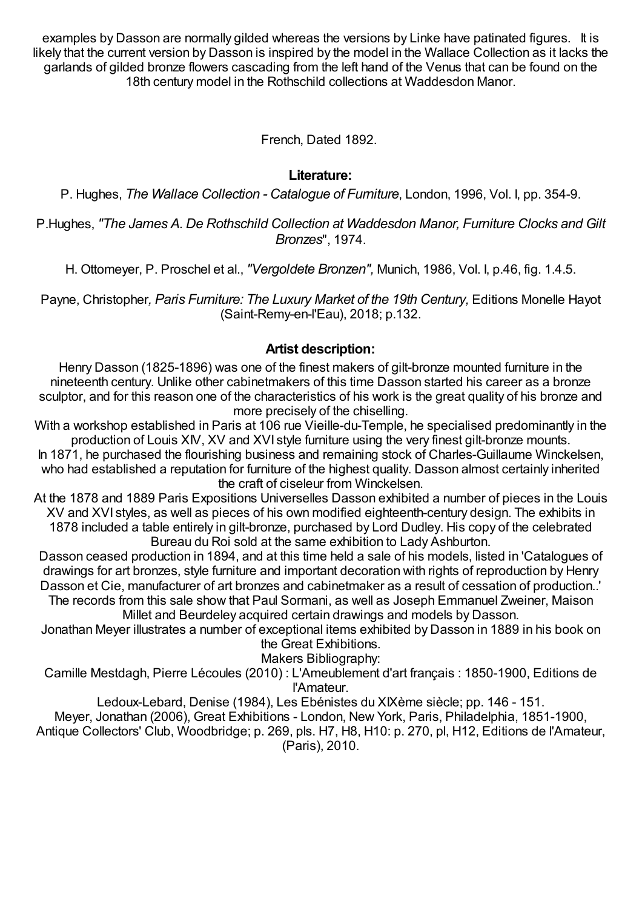examples by Dasson are normally gilded whereas the versions by Linke have patinated figures. It is likely that the current version by Dasson is inspired by the model in the Wallace Collection as it lacks the garlands of gilded bronze flowers cascading from the left hand of the Venus that can be found on the 18th century model in the Rothschild collections at Waddesdon Manor.

French, Dated 1892.

**Literature:**

P. Hughes, *The Wallace Collection - Catalogue of Furniture*, London, 1996, Vol. I, pp. 354-9.

P.Hughes, *"The James A. De Rothschild Collection at Waddesdon Manor, Furniture Clocks and Gilt Bronzes*", 1974.

H. Ottomeyer, P. Proschel et al., *"Vergoldete Bronzen",* Munich, 1986, Vol. I, p.46, fig. 1.4.5.

Payne, Christopher*, Paris Furniture: The Luxury Market of the 19th Century,* Editions Monelle Hayot (Saint-Remy-en-l'Eau), 2018; p.132.

**Artist description:**

Henry Dasson (1825-1896) was one of the finest makers of gilt-bronze mounted furniture in the nineteenth century. Unlike other cabinetmakers of this time Dasson started his career as a bronze sculptor, and for this reason one of the characteristics of his work is the great quality of his bronze and more precisely of the chiselling.

With a workshop established in Paris at 106 rue Vieille-du-Temple, he specialised predominantly in the production of Louis XIV, XV and XVI style furniture using the very finest gilt-bronze mounts.

In 1871, he purchased the flourishing business and remaining stock of Charles-Guillaume Winckelsen, who had established a reputation for furniture of the highest quality. Dasson almost certainly inherited the craft of ciseleur from Winckelsen.

At the 1878 and 1889 Paris Expositions Universelles Dasson exhibited a number of pieces in the Louis XV and XVI styles, as well as pieces of his own modified eighteenth-century design. The exhibits in 1878 included a table entirely in gilt-bronze, purchased by Lord Dudley. His copy of the celebrated Bureau du Roi sold at the same exhibition to Lady Ashburton.

Dasson ceased production in 1894, and at this time held a sale of his models, listed in 'Catalogues of drawings for art bronzes, style furniture and important decoration with rights of reproduction by Henry Dasson et Cie, manufacturer of art bronzes and cabinetmaker as a result of cessation of production..' The records from this sale show that Paul Sormani, as well as Joseph Emmanuel Zweiner, Maison Millet and Beurdeley acquired certain drawings and models by Dasson.

Jonathan Meyer illustrates a number of exceptional items exhibited by Dasson in 1889 in his book on the Great Exhibitions.

Makers Bibliography:

Camille Mestdagh, Pierre Lécoules (2010) : L'Ameublement d'art français : 1850-1900, Editions de l'Amateur.

Ledoux-Lebard, Denise (1984), Les Ebénistes du XIXème siècle; pp. 146 - 151.

Meyer, Jonathan (2006), Great Exhibitions - London, New York, Paris, Philadelphia, 1851-1900, Antique Collectors' Club, Woodbridge; p. 269, pls. H7, H8, H10: p. 270, pl, H12, Editions de l'Amateur, (Paris), 2010.